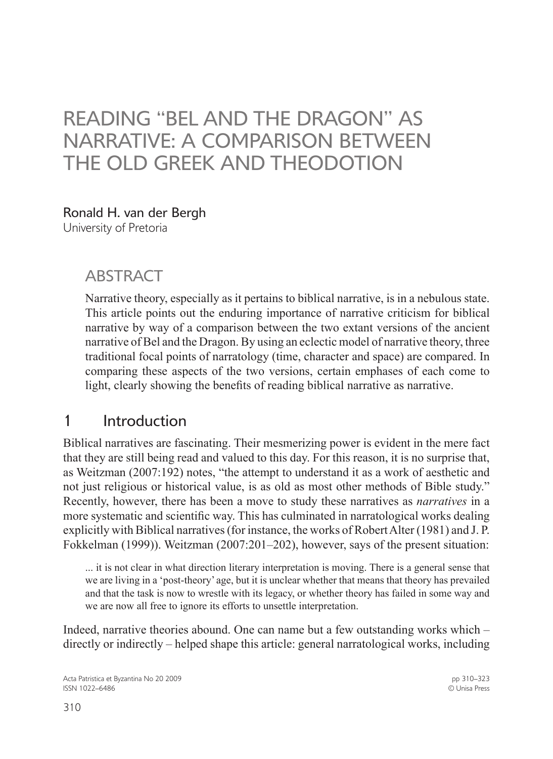# READING "BEL AND THE DRAGON" AS NARRATIVE: A COMPARISON BETWEEN THE OLD GREEK AND THEODOTION

Ronald H. van der Bergh
University of Pretoria

## ABSTRACT

Narrative theory, especially as it pertains to biblical narrative, is in a nebulous state. This article points out the enduring importance of narrative criticism for biblical narrative by way of a comparison between the two extant versions of the ancient narrative of Bel and the Dragon. By using an eclectic model of narrative theory, three traditional focal points of narratology (time, character and space) are compared. In comparing these aspects of the two versions, certain emphases of each come to light, clearly showing the benefits of reading biblical narrative as narrative.

## 1 Introduction

Biblical narratives are fascinating. Their mesmerizing power is evident in the mere fact that they are still being read and valued to this day. For this reason, it is no surprise that, as Weitzman (2007:192) notes, "the attempt to understand it as a work of aesthetic and not just religious or historical value, is as old as most other methods of Bible study." Recently, however, there has been a move to study these narratives as *narratives* in a more systematic and scientific way. This has culminated in narratological works dealing explicitly with Biblical narratives (for instance, the works of Robert Alter (1981) and J. P. Fokkelman (1999)). Weitzman (2007:201–202), however, says of the present situation:

> ... it is not clear in what direction literary interpretation is moving. There is a general sense that we are living in a 'post-theory' age, but it is unclear whether that means that theory has prevailed and that the task is now to wrestle with its legacy, or whether theory has failed in some way and we are now all free to ignore its efforts to unsettle interpretation.

Indeed, narrative theories abound. One can name but a few outstanding works which – directly or indirectly – helped shape this article: general narratological works, including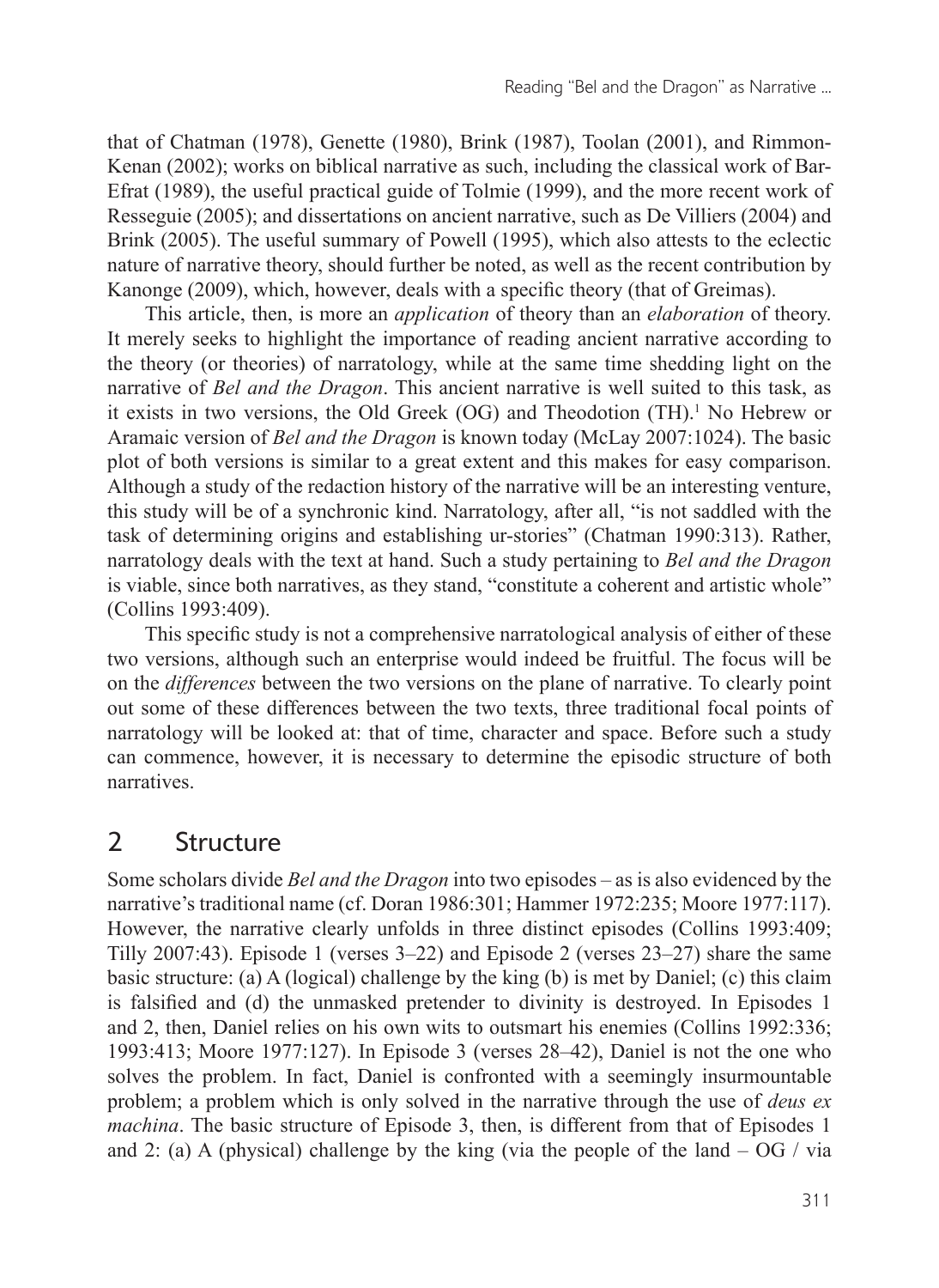that of Chatman (1978), Genette (1980), Brink (1987), Toolan (2001), and Rimmon-Kenan (2002); works on biblical narrative as such, including the classical work of Bar-Efrat (1989), the useful practical guide of Tolmie (1999), and the more recent work of Resseguie (2005); and dissertations on ancient narrative, such as De Villiers (2004) and Brink (2005). The useful summary of Powell (1995), which also attests to the eclectic nature of narrative theory, should further be noted, as well as the recent contribution by Kanonge (2009), which, however, deals with a specific theory (that of Greimas).

This article, then, is more an *application* of theory than an *elaboration* of theory. It merely seeks to highlight the importance of reading ancient narrative according to the theory (or theories) of narratology, while at the same time shedding light on the narrative of *Bel and the Dragon*. This ancient narrative is well suited to this task, as it exists in two versions, the Old Greek (OG) and Theodotion (TH).[1] No Hebrew or Aramaic version of *Bel and the Dragon* is known today (McLay 2007:1024). The basic plot of both versions is similar to a great extent and this makes for easy comparison. Although a study of the redaction history of the narrative will be an interesting venture, this study will be of a synchronic kind. Narratology, after all, "is not saddled with the task of determining origins and establishing ur-stories" (Chatman 1990:313). Rather, narratology deals with the text at hand. Such a study pertaining to *Bel and the Dragon* is viable, since both narratives, as they stand, "constitute a coherent and artistic whole" (Collins 1993:409).

This specific study is not a comprehensive narratological analysis of either of these two versions, although such an enterprise would indeed be fruitful. The focus will be on the *differences* between the two versions on the plane of narrative. To clearly point out some of these differences between the two texts, three traditional focal points of narratology will be looked at: that of time, character and space. Before such a study can commence, however, it is necessary to determine the episodic structure of both narratives.

## 2 Structure

Some scholars divide *Bel and the Dragon* into two episodes – as is also evidenced by the narrative's traditional name (cf. Doran 1986:301; Hammer 1972:235; Moore 1977:117). However, the narrative clearly unfolds in three distinct episodes (Collins 1993:409; Tilly 2007:43). Episode 1 (verses 3–22) and Episode 2 (verses 23–27) share the same basic structure: (a) A (logical) challenge by the king (b) is met by Daniel; (c) this claim is falsified and (d) the unmasked pretender to divinity is destroyed. In Episodes 1 and 2, then, Daniel relies on his own wits to outsmart his enemies (Collins 1992:336; 1993:413; Moore 1977:127). In Episode 3 (verses 28–42), Daniel is not the one who solves the problem. In fact, Daniel is confronted with a seemingly insurmountable problem; a problem which is only solved in the narrative through the use of *deus ex machina*. The basic structure of Episode 3, then, is different from that of Episodes 1 and 2: (a) A (physical) challenge by the king (via the people of the land – OG / via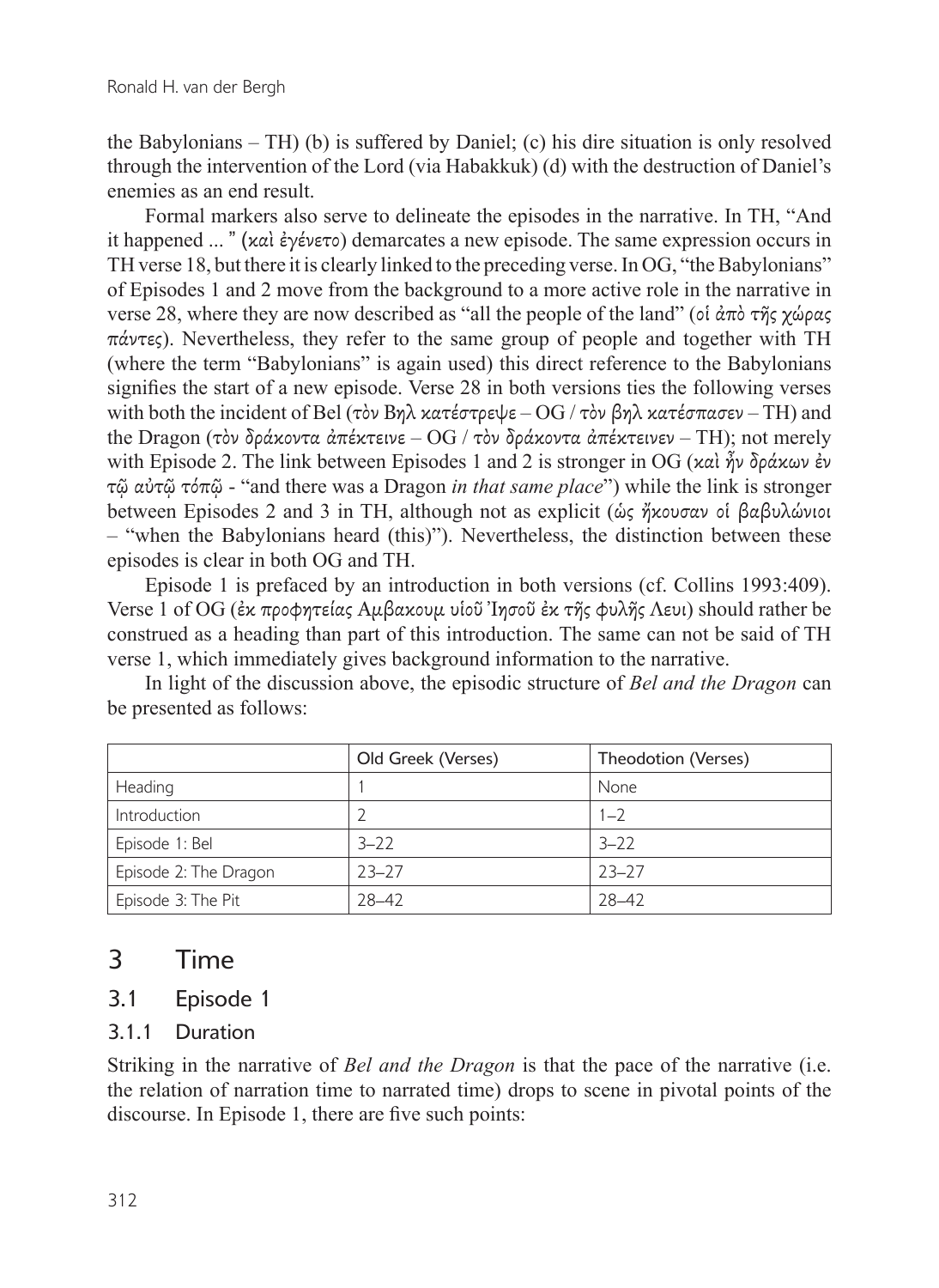the Babylonians – TH) (b) is suffered by Daniel; (c) his dire situation is only resolved through the intervention of the Lord (via Habakkuk) (d) with the destruction of Daniel's enemies as an end result.

Formal markers also serve to delineate the episodes in the narrative. In TH, "And it happened ... " (καὶ ἐγένετο) demarcates a new episode. The same expression occurs in TH verse 18, but there it is clearly linked to the preceding verse. In OG, "the Babylonians" of Episodes 1 and 2 move from the background to a more active role in the narrative in verse 28, where they are now described as "all the people of the land" (οἱ ἀπὸ τῆς χώρας πάντες). Nevertheless, they refer to the same group of people and together with TH (where the term "Babylonians" is again used) this direct reference to the Babylonians signifies the start of a new episode. Verse 28 in both versions ties the following verses with both the incident of Bel (τὸν Βηλ κατέστρεψε – OG / τὸν βηλ κατέσπασεν – TH) and the Dragon (τὸν δράκοντα ἀπέκτεινε – OG / τὸν δράκοντα ἀπέκτεινεν – TH); not merely with Episode 2. The link between Episodes 1 and 2 is stronger in OG (καὶ ἦν δράκων ἐν τῷ αὐτῷ τόπῳ - "and there was a Dragon *in that same place*") while the link is stronger between Episodes 2 and 3 in TH, although not as explicit (ὡς ἤκουσαν οἱ βαβυλώνιοι – "when the Babylonians heard (this)"). Nevertheless, the distinction between these episodes is clear in both OG and TH.

Episode 1 is prefaced by an introduction in both versions (cf. Collins 1993:409). Verse 1 of OG (ἐκ προφητείας Αμβακουμ υἱοῦ Ἰησοῦ ἐκ τῆς φυλῆς Λευι) should rather be construed as a heading than part of this introduction. The same can not be said of TH verse 1, which immediately gives background information to the narrative.

In light of the discussion above, the episodic structure of *Bel and the Dragon* can be presented as follows:

| | Old Greek (Verses) | Theodotion (Verses) |
|---|---|---|
| Heading | 1 | None |
| Introduction | 2 | 1–2 |
| Episode 1: Bel | 3–22 | 3–22 |
| Episode 2: The Dragon | 23–27 | 23–27 |
| Episode 3: The Pit | 28–42 | 28–42 |

# 3 Time

## 3.1 Episode 1

### 3.1.1 Duration

Striking in the narrative of *Bel and the Dragon* is that the pace of the narrative (i.e. the relation of narration time to narrated time) drops to scene in pivotal points of the discourse. In Episode 1, there are five such points: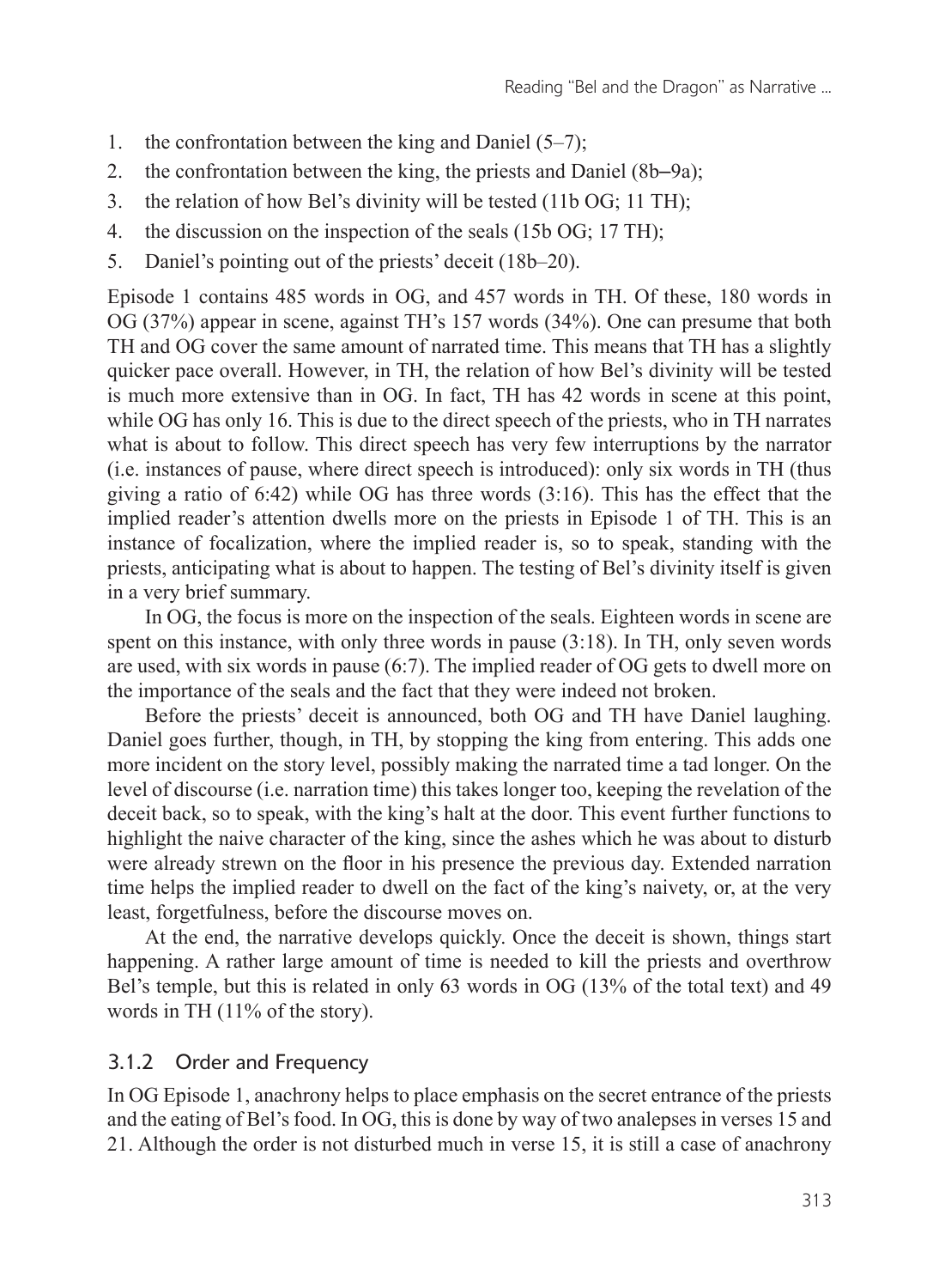1. the confrontation between the king and Daniel (5–7);
2. the confrontation between the king, the priests and Daniel (8b–9a);
3. the relation of how Bel's divinity will be tested (11b OG; 11 TH);
4. the discussion on the inspection of the seals (15b OG; 17 TH);
5. Daniel's pointing out of the priests' deceit (18b–20).

Episode 1 contains 485 words in OG, and 457 words in TH. Of these, 180 words in OG (37%) appear in scene, against TH's 157 words (34%). One can presume that both TH and OG cover the same amount of narrated time. This means that TH has a slightly quicker pace overall. However, in TH, the relation of how Bel's divinity will be tested is much more extensive than in OG. In fact, TH has 42 words in scene at this point, while OG has only 16. This is due to the direct speech of the priests, who in TH narrates what is about to follow. This direct speech has very few interruptions by the narrator (i.e. instances of pause, where direct speech is introduced): only six words in TH (thus giving a ratio of 6:42) while OG has three words (3:16). This has the effect that the implied reader's attention dwells more on the priests in Episode 1 of TH. This is an instance of focalization, where the implied reader is, so to speak, standing with the priests, anticipating what is about to happen. The testing of Bel's divinity itself is given in a very brief summary.

In OG, the focus is more on the inspection of the seals. Eighteen words in scene are spent on this instance, with only three words in pause (3:18). In TH, only seven words are used, with six words in pause (6:7). The implied reader of OG gets to dwell more on the importance of the seals and the fact that they were indeed not broken.

Before the priests' deceit is announced, both OG and TH have Daniel laughing. Daniel goes further, though, in TH, by stopping the king from entering. This adds one more incident on the story level, possibly making the narrated time a tad longer. On the level of discourse (i.e. narration time) this takes longer too, keeping the revelation of the deceit back, so to speak, with the king's halt at the door. This event further functions to highlight the naive character of the king, since the ashes which he was about to disturb were already strewn on the floor in his presence the previous day. Extended narration time helps the implied reader to dwell on the fact of the king's naivety, or, at the very least, forgetfulness, before the discourse moves on.

At the end, the narrative develops quickly. Once the deceit is shown, things start happening. A rather large amount of time is needed to kill the priests and overthrow Bel's temple, but this is related in only 63 words in OG (13% of the total text) and 49 words in TH (11% of the story).

### 3.1.2 Order and Frequency

In OG Episode 1, anachrony helps to place emphasis on the secret entrance of the priests and the eating of Bel's food. In OG, this is done by way of two analepses in verses 15 and 21. Although the order is not disturbed much in verse 15, it is still a case of anachrony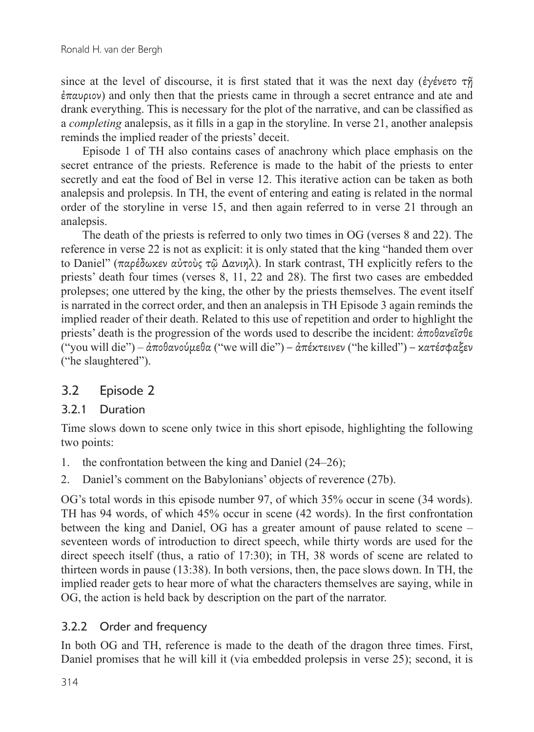since at the level of discourse, it is first stated that it was the next day (ἐγένετο τῇ ἐπαυριον) and only then that the priests came in through a secret entrance and ate and drank everything. This is necessary for the plot of the narrative, and can be classified as a *completing* analepsis, as it fills in a gap in the storyline. In verse 21, another analepsis reminds the implied reader of the priests' deceit.

Episode 1 of TH also contains cases of anachrony which place emphasis on the secret entrance of the priests. Reference is made to the habit of the priests to enter secretly and eat the food of Bel in verse 12. This iterative action can be taken as both analepsis and prolepsis. In TH, the event of entering and eating is related in the normal order of the storyline in verse 15, and then again referred to in verse 21 through an analepsis.

The death of the priests is referred to only two times in OG (verses 8 and 22). The reference in verse 22 is not as explicit: it is only stated that the king "handed them over to Daniel" (παρέδωκεν αὐτοὺς τῷ Δανιηλ). In stark contrast, TH explicitly refers to the priests' death four times (verses 8, 11, 22 and 28). The first two cases are embedded prolepses; one uttered by the king, the other by the priests themselves. The event itself is narrated in the correct order, and then an analepsis in TH Episode 3 again reminds the implied reader of their death. Related to this use of repetition and order to highlight the priests' death is the progression of the words used to describe the incident: ἀποθανεῖσθε ("you will die") – ἀποθανούμεθα ("we will die") – ἀπέκτεινεν ("he killed") – κατέσφαξεν ("he slaughtered").

## 3.2 Episode 2

### 3.2.1 Duration

Time slows down to scene only twice in this short episode, highlighting the following two points:

1. the confrontation between the king and Daniel (24–26);
2. Daniel's comment on the Babylonians' objects of reverence (27b).

OG's total words in this episode number 97, of which 35% occur in scene (34 words). TH has 94 words, of which 45% occur in scene (42 words). In the first confrontation between the king and Daniel, OG has a greater amount of pause related to scene – seventeen words of introduction to direct speech, while thirty words are used for the direct speech itself (thus, a ratio of 17:30); in TH, 38 words of scene are related to thirteen words in pause (13:38). In both versions, then, the pace slows down. In TH, the implied reader gets to hear more of what the characters themselves are saying, while in OG, the action is held back by description on the part of the narrator.

### 3.2.2 Order and frequency

In both OG and TH, reference is made to the death of the dragon three times. First, Daniel promises that he will kill it (via embedded prolepsis in verse 25); second, it is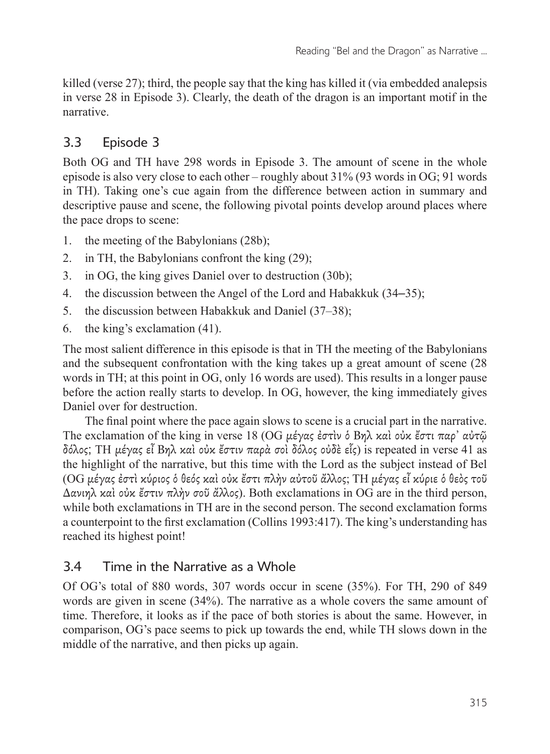killed (verse 27); third, the people say that the king has killed it (via embedded analepsis in verse 28 in Episode 3). Clearly, the death of the dragon is an important motif in the narrative.

## 3.3 Episode 3

Both OG and TH have 298 words in Episode 3. The amount of scene in the whole episode is also very close to each other – roughly about 31% (93 words in OG; 91 words in TH). Taking one's cue again from the difference between action in summary and descriptive pause and scene, the following pivotal points develop around places where the pace drops to scene:

1. the meeting of the Babylonians (28b);
2. in TH, the Babylonians confront the king (29);
3. in OG, the king gives Daniel over to destruction (30b);
4. the discussion between the Angel of the Lord and Habakkuk (34–35);
5. the discussion between Habakkuk and Daniel (37–38);
6. the king's exclamation (41).

The most salient difference in this episode is that in TH the meeting of the Babylonians and the subsequent confrontation with the king takes up a great amount of scene (28 words in TH; at this point in OG, only 16 words are used). This results in a longer pause before the action really starts to develop. In OG, however, the king immediately gives Daniel over for destruction.

The final point where the pace again slows to scene is a crucial part in the narrative. The exclamation of the king in verse 18 (OG *μέγας ἐστὶν ὁ Βηλ καὶ οὐκ ἔστι παρ᾽ αὐτῷ δόλος*; TH *μέγας εἶ Βηλ καὶ οὐκ ἔστιν παρὰ σοὶ δόλος οὐδὲ εἷς*) is repeated in verse 41 as the highlight of the narrative, but this time with the Lord as the subject instead of Bel (OG *μέγας ἐστὶ κύριος ὁ θεός καὶ οὐκ ἔστι πλὴν αὐτοῦ ἄλλος*; TH *μέγας εἶ κύριε ὁ θεὸς τοῦ Δανιηλ καὶ οὐκ ἔστιν πλὴν σοῦ ἄλλος*). Both exclamations in OG are in the third person, while both exclamations in TH are in the second person. The second exclamation forms a counterpoint to the first exclamation (Collins 1993:417). The king's understanding has reached its highest point!

## 3.4 Time in the Narrative as a Whole

Of OG's total of 880 words, 307 words occur in scene (35%). For TH, 290 of 849 words are given in scene (34%). The narrative as a whole covers the same amount of time. Therefore, it looks as if the pace of both stories is about the same. However, in comparison, OG's pace seems to pick up towards the end, while TH slows down in the middle of the narrative, and then picks up again.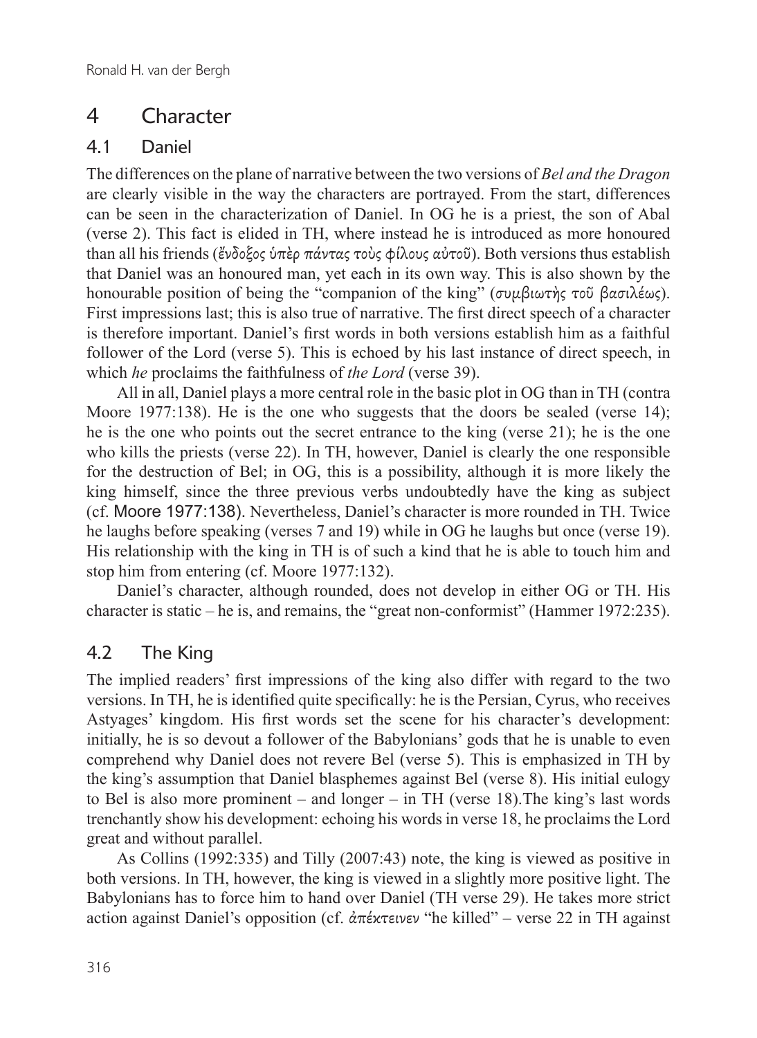# 4 Character

## 4.1 Daniel

The differences on the plane of narrative between the two versions of *Bel and the Dragon* are clearly visible in the way the characters are portrayed. From the start, differences can be seen in the characterization of Daniel. In OG he is a priest, the son of Abal (verse 2). This fact is elided in TH, where instead he is introduced as more honoured than all his friends (ἔνδοξος ὑπὲρ πάντας τοὺς φίλους αὐτοῦ). Both versions thus establish that Daniel was an honoured man, yet each in its own way. This is also shown by the honourable position of being the "companion of the king" (συμβιωτὴς τοῦ βασιλέως). First impressions last; this is also true of narrative. The first direct speech of a character is therefore important. Daniel's first words in both versions establish him as a faithful follower of the Lord (verse 5). This is echoed by his last instance of direct speech, in which *he* proclaims the faithfulness of *the Lord* (verse 39).

All in all, Daniel plays a more central role in the basic plot in OG than in TH (contra Moore 1977:138). He is the one who suggests that the doors be sealed (verse 14); he is the one who points out the secret entrance to the king (verse 21); he is the one who kills the priests (verse 22). In TH, however, Daniel is clearly the one responsible for the destruction of Bel; in OG, this is a possibility, although it is more likely the king himself, since the three previous verbs undoubtedly have the king as subject (cf. Moore 1977:138). Nevertheless, Daniel's character is more rounded in TH. Twice he laughs before speaking (verses 7 and 19) while in OG he laughs but once (verse 19). His relationship with the king in TH is of such a kind that he is able to touch him and stop him from entering (cf. Moore 1977:132).

Daniel's character, although rounded, does not develop in either OG or TH. His character is static – he is, and remains, the "great non-conformist" (Hammer 1972:235).

## 4.2 The King

The implied readers' first impressions of the king also differ with regard to the two versions. In TH, he is identified quite specifically: he is the Persian, Cyrus, who receives Astyages' kingdom. His first words set the scene for his character's development: initially, he is so devout a follower of the Babylonians' gods that he is unable to even comprehend why Daniel does not revere Bel (verse 5). This is emphasized in TH by the king's assumption that Daniel blasphemes against Bel (verse 8). His initial eulogy to Bel is also more prominent – and longer – in TH (verse 18).The king's last words trenchantly show his development: echoing his words in verse 18, he proclaims the Lord great and without parallel.

As Collins (1992:335) and Tilly (2007:43) note, the king is viewed as positive in both versions. In TH, however, the king is viewed in a slightly more positive light. The Babylonians has to force him to hand over Daniel (TH verse 29). He takes more strict action against Daniel's opposition (cf. ἀπέκτεινεν "he killed" – verse 22 in TH against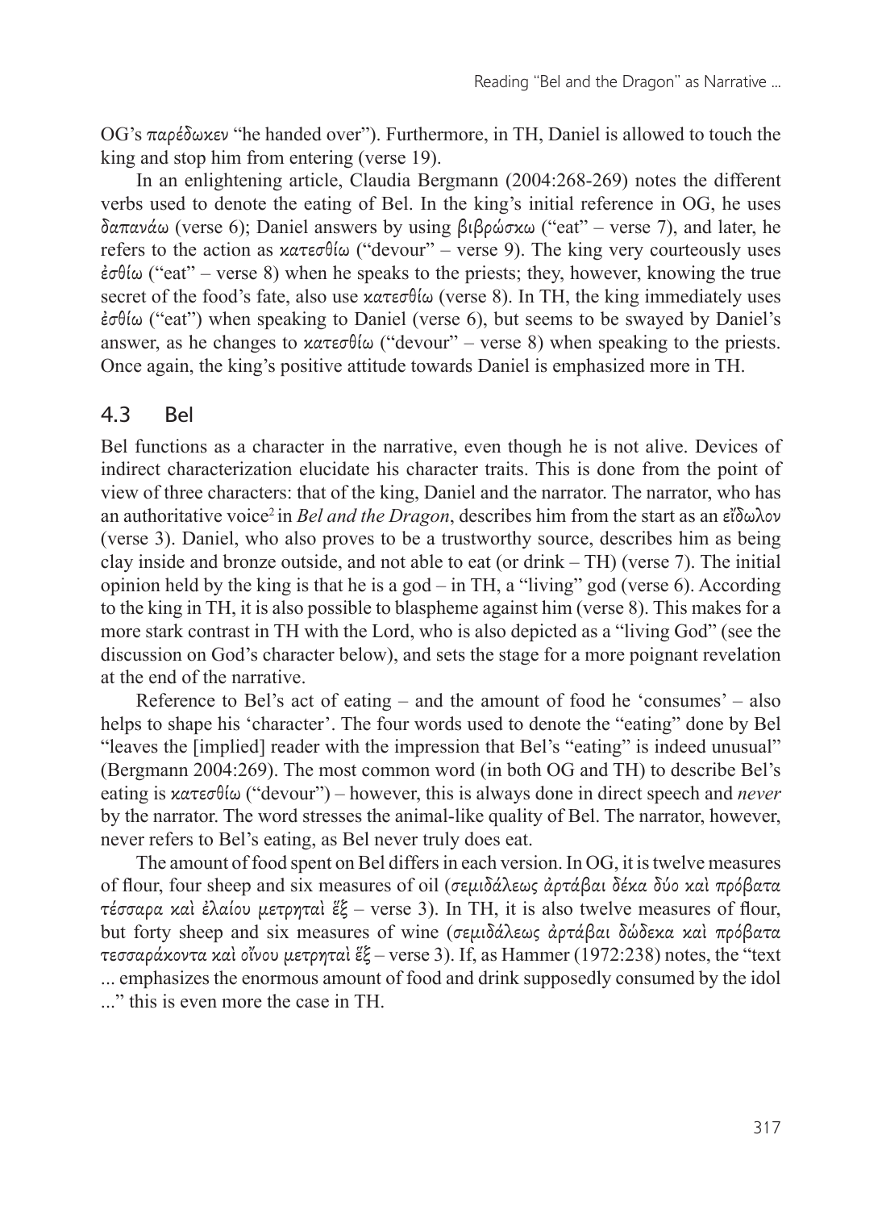OG's παρέδωκεν "he handed over"). Furthermore, in TH, Daniel is allowed to touch the king and stop him from entering (verse 19).

In an enlightening article, Claudia Bergmann (2004:268-269) notes the different verbs used to denote the eating of Bel. In the king's initial reference in OG, he uses δαπανάω (verse 6); Daniel answers by using βιβρώσκω ("eat" – verse 7), and later, he refers to the action as κατεσθίω ("devour" – verse 9). The king very courteously uses ἐσθίω ("eat" – verse 8) when he speaks to the priests; they, however, knowing the true secret of the food's fate, also use κατεσθίω (verse 8). In TH, the king immediately uses ἐσθίω ("eat") when speaking to Daniel (verse 6), but seems to be swayed by Daniel's answer, as he changes to κατεσθίω ("devour" – verse 8) when speaking to the priests. Once again, the king's positive attitude towards Daniel is emphasized more in TH.

## 4.3 Bel

Bel functions as a character in the narrative, even though he is not alive. Devices of indirect characterization elucidate his character traits. This is done from the point of view of three characters: that of the king, Daniel and the narrator. The narrator, who has an authoritative voice[2] in *Bel and the Dragon*, describes him from the start as an εἴδωλον (verse 3). Daniel, who also proves to be a trustworthy source, describes him as being clay inside and bronze outside, and not able to eat (or drink – TH) (verse 7). The initial opinion held by the king is that he is a god – in TH, a "living" god (verse 6). According to the king in TH, it is also possible to blaspheme against him (verse 8). This makes for a more stark contrast in TH with the Lord, who is also depicted as a "living God" (see the discussion on God's character below), and sets the stage for a more poignant revelation at the end of the narrative.

Reference to Bel's act of eating – and the amount of food he 'consumes' – also helps to shape his 'character'. The four words used to denote the "eating" done by Bel "leaves the [implied] reader with the impression that Bel's "eating" is indeed unusual" (Bergmann 2004:269). The most common word (in both OG and TH) to describe Bel's eating is κατεσθίω ("devour") – however, this is always done in direct speech and *never* by the narrator. The word stresses the animal-like quality of Bel. The narrator, however, never refers to Bel's eating, as Bel never truly does eat.

The amount of food spent on Bel differs in each version. In OG, it is twelve measures of flour, four sheep and six measures of oil (σεμιδάλεως ἀρτάβαι δέκα δύο καὶ πρόβατα τέσσαρα καὶ ἐλαίου μετρηταὶ ἕξ – verse 3). In TH, it is also twelve measures of flour, but forty sheep and six measures of wine (σεμιδάλεως ἀρτάβαι δώδεκα καὶ πρόβατα τεσσαράκοντα καὶ οἴνου μετρηταὶ ἕξ – verse 3). If, as Hammer (1972:238) notes, the "text ... emphasizes the enormous amount of food and drink supposedly consumed by the idol ..." this is even more the case in TH.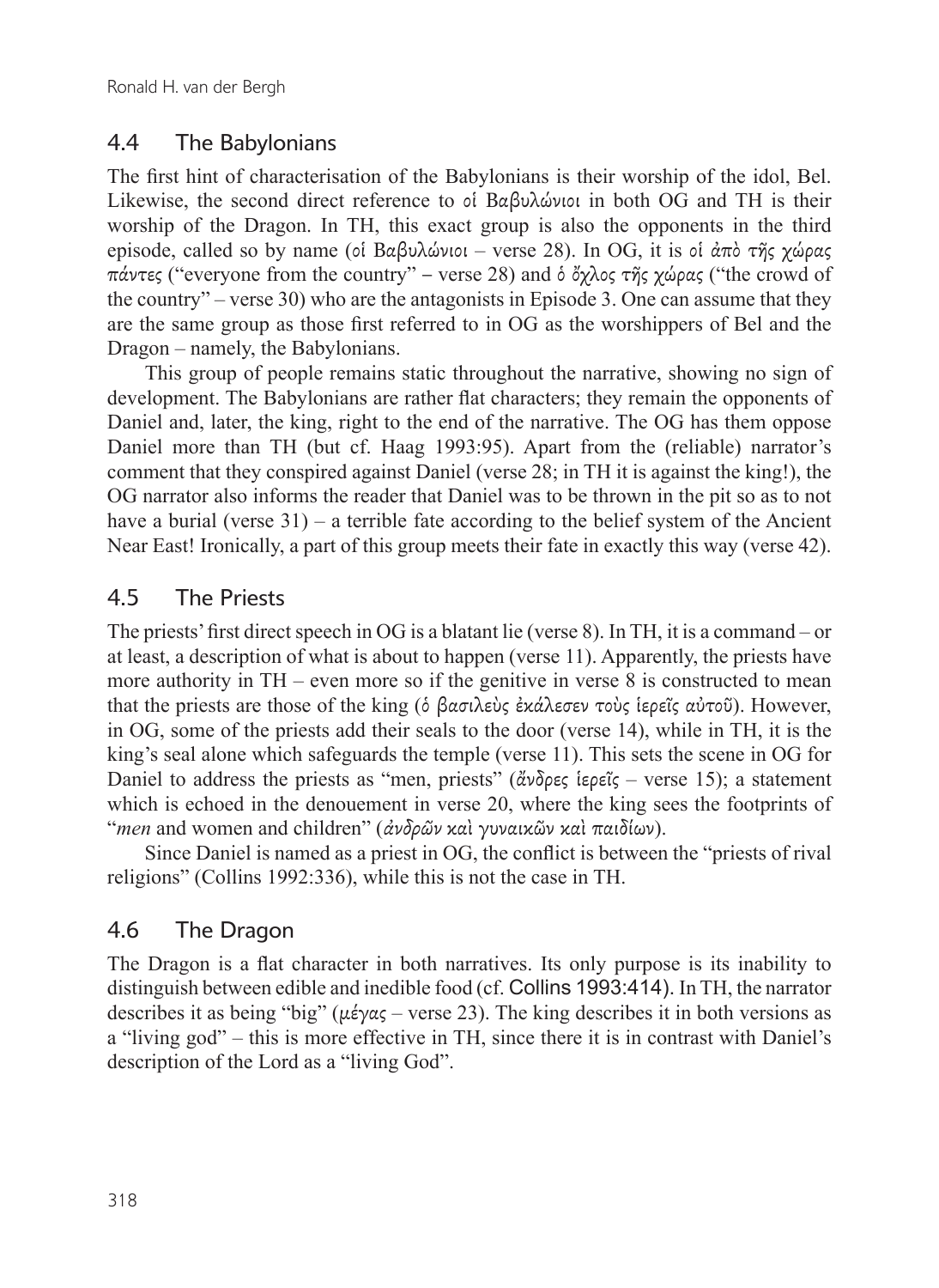## 4.4 The Babylonians

The first hint of characterisation of the Babylonians is their worship of the idol, Bel. Likewise, the second direct reference to οἱ Βαβυλώνιοι in both OG and TH is their worship of the Dragon. In TH, this exact group is also the opponents in the third episode, called so by name (οἱ Βαβυλώνιοι – verse 28). In OG, it is οἱ ἀπὸ τῆς χώρας πάντες ("everyone from the country" – verse 28) and ὁ ὄχλος τῆς χώρας ("the crowd of the country" – verse 30) who are the antagonists in Episode 3. One can assume that they are the same group as those first referred to in OG as the worshippers of Bel and the Dragon – namely, the Babylonians.

This group of people remains static throughout the narrative, showing no sign of development. The Babylonians are rather flat characters; they remain the opponents of Daniel and, later, the king, right to the end of the narrative. The OG has them oppose Daniel more than TH (but cf. Haag 1993:95). Apart from the (reliable) narrator's comment that they conspired against Daniel (verse 28; in TH it is against the king!), the OG narrator also informs the reader that Daniel was to be thrown in the pit so as to not have a burial (verse 31) – a terrible fate according to the belief system of the Ancient Near East! Ironically, a part of this group meets their fate in exactly this way (verse 42).

## 4.5 The Priests

The priests' first direct speech in OG is a blatant lie (verse 8). In TH, it is a command – or at least, a description of what is about to happen (verse 11). Apparently, the priests have more authority in TH – even more so if the genitive in verse 8 is constructed to mean that the priests are those of the king (ὁ βασιλεὺς ἐκάλεσεν τοὺς ἱερεῖς αὐτοῦ). However, in OG, some of the priests add their seals to the door (verse 14), while in TH, it is the king's seal alone which safeguards the temple (verse 11). This sets the scene in OG for Daniel to address the priests as "men, priests" (ἄνδρες ἱερεῖς – verse 15); a statement which is echoed in the denouement in verse 20, where the king sees the footprints of "*men* and women and children" (*ἀνδρῶν καὶ γυναικῶν καὶ παιδίων*).

Since Daniel is named as a priest in OG, the conflict is between the "priests of rival religions" (Collins 1992:336), while this is not the case in TH.

## 4.6 The Dragon

The Dragon is a flat character in both narratives. Its only purpose is its inability to distinguish between edible and inedible food (cf. Collins 1993:414). In TH, the narrator describes it as being "big" (μέγας – verse 23). The king describes it in both versions as a "living god" – this is more effective in TH, since there it is in contrast with Daniel's description of the Lord as a "living God".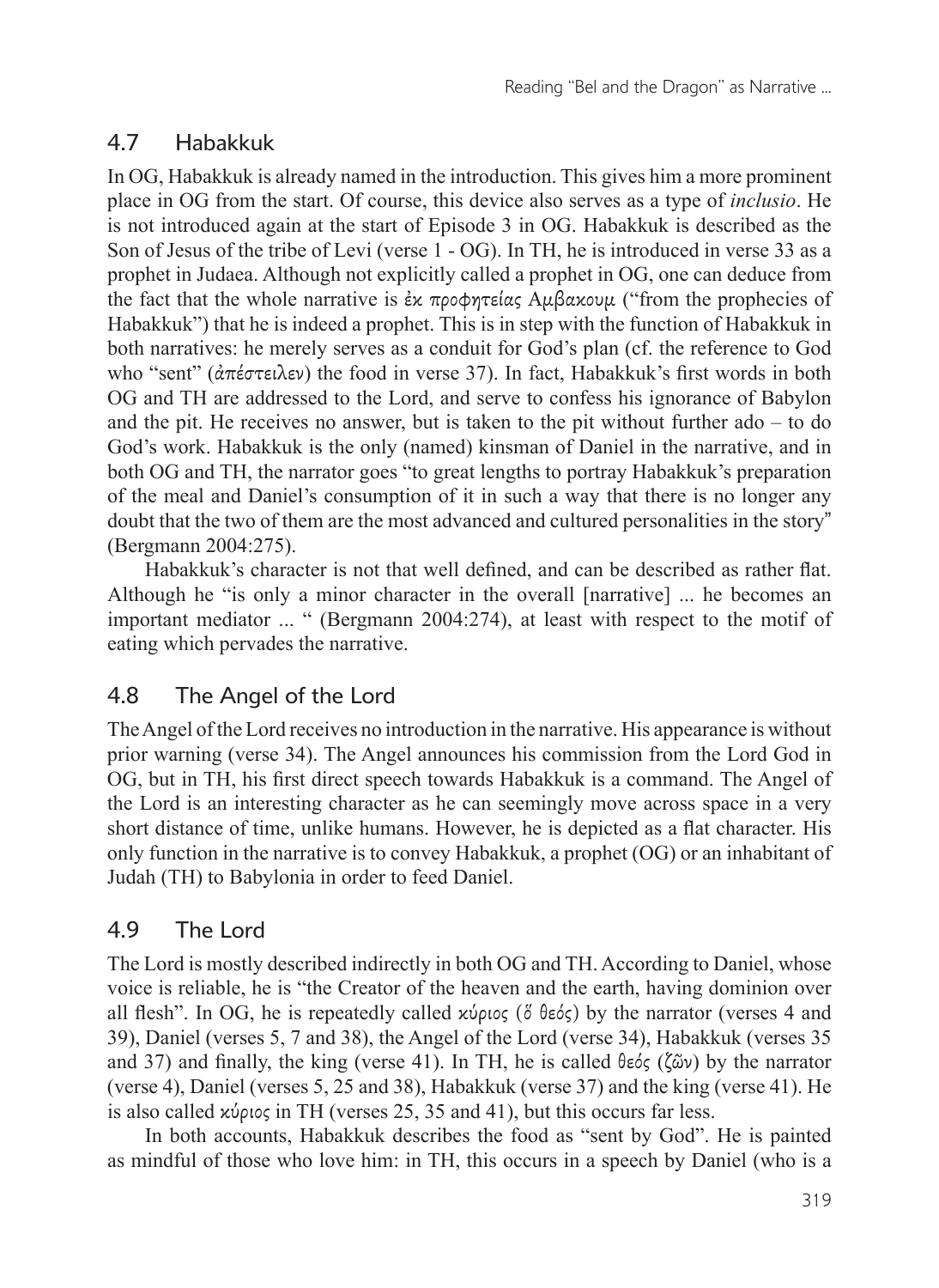## 4.7 Habakkuk

In OG, Habakkuk is already named in the introduction. This gives him a more prominent place in OG from the start. Of course, this device also serves as a type of *inclusio*. He is not introduced again at the start of Episode 3 in OG. Habakkuk is described as the Son of Jesus of the tribe of Levi (verse 1 - OG). In TH, he is introduced in verse 33 as a prophet in Judaea. Although not explicitly called a prophet in OG, one can deduce from the fact that the whole narrative is ἐκ προφητείας Αμβακουμ ("from the prophecies of Habakkuk") that he is indeed a prophet. This is in step with the function of Habakkuk in both narratives: he merely serves as a conduit for God's plan (cf. the reference to God who "sent" (ἀπέστειλεν) the food in verse 37). In fact, Habakkuk's first words in both OG and TH are addressed to the Lord, and serve to confess his ignorance of Babylon and the pit. He receives no answer, but is taken to the pit without further ado – to do God's work. Habakkuk is the only (named) kinsman of Daniel in the narrative, and in both OG and TH, the narrator goes "to great lengths to portray Habakkuk's preparation of the meal and Daniel's consumption of it in such a way that there is no longer any doubt that the two of them are the most advanced and cultured personalities in the story" (Bergmann 2004:275).

Habakkuk's character is not that well defined, and can be described as rather flat. Although he "is only a minor character in the overall [narrative] ... he becomes an important mediator ... " (Bergmann 2004:274), at least with respect to the motif of eating which pervades the narrative.

## 4.8 The Angel of the Lord

The Angel of the Lord receives no introduction in the narrative. His appearance is without prior warning (verse 34). The Angel announces his commission from the Lord God in OG, but in TH, his first direct speech towards Habakkuk is a command. The Angel of the Lord is an interesting character as he can seemingly move across space in a very short distance of time, unlike humans. However, he is depicted as a flat character. His only function in the narrative is to convey Habakkuk, a prophet (OG) or an inhabitant of Judah (TH) to Babylonia in order to feed Daniel.

## 4.9 The Lord

The Lord is mostly described indirectly in both OG and TH. According to Daniel, whose voice is reliable, he is "the Creator of the heaven and the earth, having dominion over all flesh". In OG, he is repeatedly called κύριος (ὅ θεός) by the narrator (verses 4 and 39), Daniel (verses 5, 7 and 38), the Angel of the Lord (verse 34), Habakkuk (verses 35 and 37) and finally, the king (verse 41). In TH, he is called θεός (ζῶν) by the narrator (verse 4), Daniel (verses 5, 25 and 38), Habakkuk (verse 37) and the king (verse 41). He is also called κύριος in TH (verses 25, 35 and 41), but this occurs far less.

In both accounts, Habakkuk describes the food as "sent by God". He is painted as mindful of those who love him: in TH, this occurs in a speech by Daniel (who is a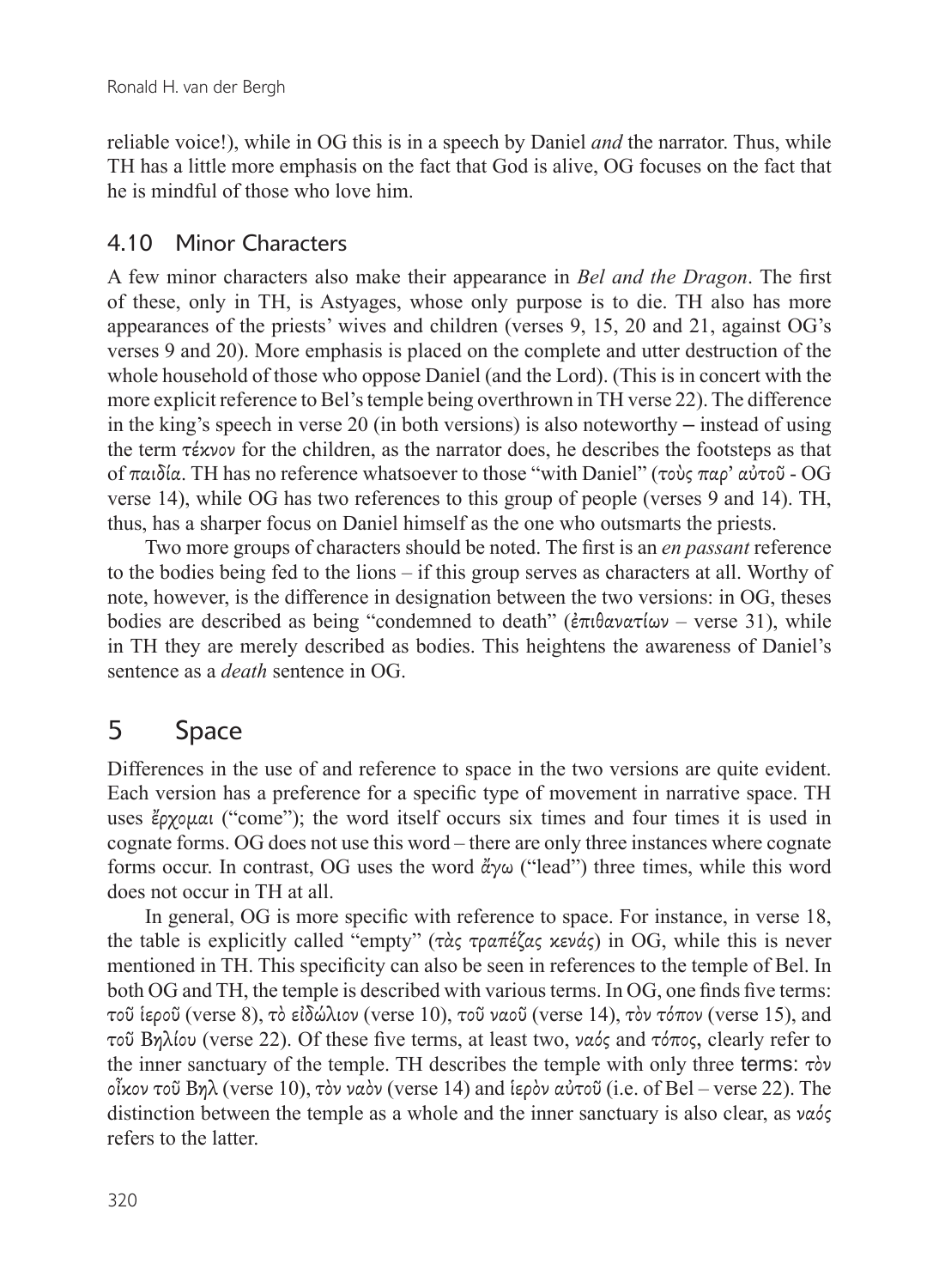reliable voice!), while in OG this is in a speech by Daniel *and* the narrator. Thus, while TH has a little more emphasis on the fact that God is alive, OG focuses on the fact that he is mindful of those who love him.

### 4.10 Minor Characters

A few minor characters also make their appearance in *Bel and the Dragon*. The first of these, only in TH, is Astyages, whose only purpose is to die. TH also has more appearances of the priests' wives and children (verses 9, 15, 20 and 21, against OG's verses 9 and 20). More emphasis is placed on the complete and utter destruction of the whole household of those who oppose Daniel (and the Lord). (This is in concert with the more explicit reference to Bel's temple being overthrown in TH verse 22). The difference in the king's speech in verse 20 (in both versions) is also noteworthy – instead of using the term *τέκνον* for the children, as the narrator does, he describes the footsteps as that of *παιδία*. TH has no reference whatsoever to those "with Daniel" (*τοὺς παρ' αὐτοῦ* - OG verse 14), while OG has two references to this group of people (verses 9 and 14). TH, thus, has a sharper focus on Daniel himself as the one who outsmarts the priests.

Two more groups of characters should be noted. The first is an *en passant* reference to the bodies being fed to the lions – if this group serves as characters at all. Worthy of note, however, is the difference in designation between the two versions: in OG, theses bodies are described as being "condemned to death" (*ἐπιθανατίων* – verse 31), while in TH they are merely described as bodies. This heightens the awareness of Daniel's sentence as a *death* sentence in OG.

## 5 Space

Differences in the use of and reference to space in the two versions are quite evident. Each version has a preference for a specific type of movement in narrative space. TH uses *ἔρχομαι* ("come"); the word itself occurs six times and four times it is used in cognate forms. OG does not use this word – there are only three instances where cognate forms occur. In contrast, OG uses the word *ἄγω* ("lead") three times, while this word does not occur in TH at all.

In general, OG is more specific with reference to space. For instance, in verse 18, the table is explicitly called "empty" (*τὰς τραπέζας κενάς*) in OG, while this is never mentioned in TH. This specificity can also be seen in references to the temple of Bel. In both OG and TH, the temple is described with various terms. In OG, one finds five terms: *τοῦ ἱεροῦ* (verse 8), *τὸ εἰδώλιον* (verse 10), *τοῦ ναοῦ* (verse 14), *τὸν τόπον* (verse 15), and *τοῦ Βηλίου* (verse 22). Of these five terms, at least two, *ναός* and *τόπος*, clearly refer to the inner sanctuary of the temple. TH describes the temple with only three terms: *τὸν οἶκον τοῦ Βηλ* (verse 10), *τὸν ναὸν* (verse 14) and *ἱερὸν αὐτοῦ* (i.e. of Bel – verse 22). The distinction between the temple as a whole and the inner sanctuary is also clear, as *ναός* refers to the latter.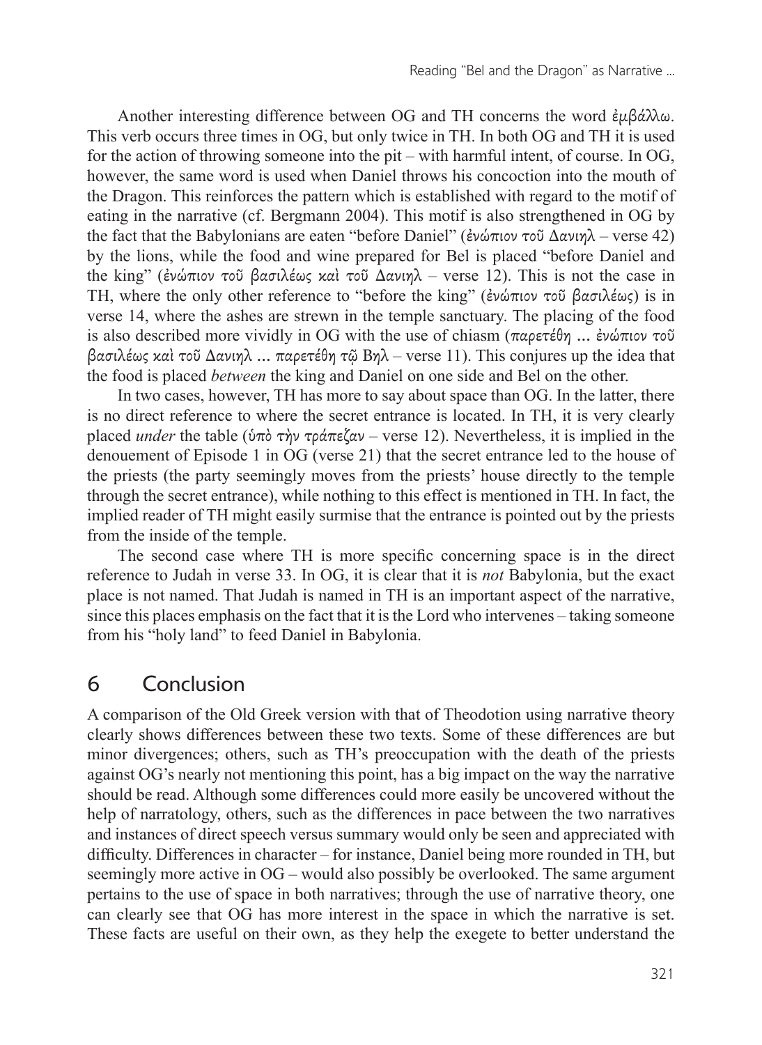Another interesting difference between OG and TH concerns the word ἐμβάλλω. This verb occurs three times in OG, but only twice in TH. In both OG and TH it is used for the action of throwing someone into the pit – with harmful intent, of course. In OG, however, the same word is used when Daniel throws his concoction into the mouth of the Dragon. This reinforces the pattern which is established with regard to the motif of eating in the narrative (cf. Bergmann 2004). This motif is also strengthened in OG by the fact that the Babylonians are eaten "before Daniel" (ἐνώπιον τοῦ Δανιηλ – verse 42) by the lions, while the food and wine prepared for Bel is placed "before Daniel and the king" (ἐνώπιον τοῦ βασιλέως καὶ τοῦ Δανιηλ – verse 12). This is not the case in TH, where the only other reference to "before the king" (ἐνώπιον τοῦ βασιλέως) is in verse 14, where the ashes are strewn in the temple sanctuary. The placing of the food is also described more vividly in OG with the use of chiasm (παρετέθη … ἐνώπιον τοῦ βασιλέως καὶ τοῦ Δανιηλ … παρετέθη τῷ Βηλ – verse 11). This conjures up the idea that the food is placed *between* the king and Daniel on one side and Bel on the other.

In two cases, however, TH has more to say about space than OG. In the latter, there is no direct reference to where the secret entrance is located. In TH, it is very clearly placed *under* the table (ὑπὸ τὴν τράπεζαν – verse 12). Nevertheless, it is implied in the denouement of Episode 1 in OG (verse 21) that the secret entrance led to the house of the priests (the party seemingly moves from the priests' house directly to the temple through the secret entrance), while nothing to this effect is mentioned in TH. In fact, the implied reader of TH might easily surmise that the entrance is pointed out by the priests from the inside of the temple.

The second case where TH is more specific concerning space is in the direct reference to Judah in verse 33. In OG, it is clear that it is *not* Babylonia, but the exact place is not named. That Judah is named in TH is an important aspect of the narrative, since this places emphasis on the fact that it is the Lord who intervenes – taking someone from his "holy land" to feed Daniel in Babylonia.

## 6 Conclusion

A comparison of the Old Greek version with that of Theodotion using narrative theory clearly shows differences between these two texts. Some of these differences are but minor divergences; others, such as TH's preoccupation with the death of the priests against OG's nearly not mentioning this point, has a big impact on the way the narrative should be read. Although some differences could more easily be uncovered without the help of narratology, others, such as the differences in pace between the two narratives and instances of direct speech versus summary would only be seen and appreciated with difficulty. Differences in character – for instance, Daniel being more rounded in TH, but seemingly more active in OG – would also possibly be overlooked. The same argument pertains to the use of space in both narratives; through the use of narrative theory, one can clearly see that OG has more interest in the space in which the narrative is set. These facts are useful on their own, as they help the exegete to better understand the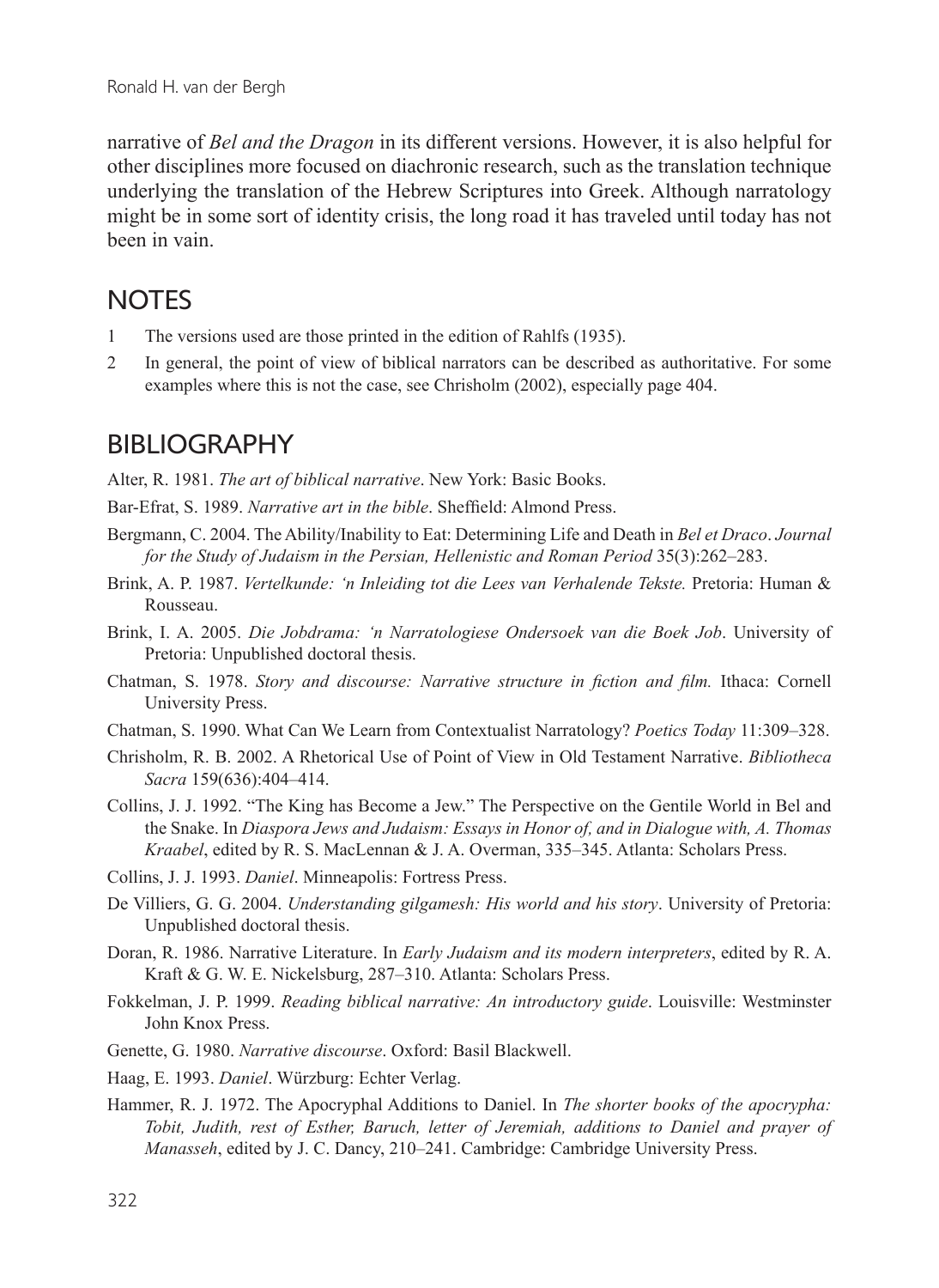narrative of *Bel and the Dragon* in its different versions. However, it is also helpful for other disciplines more focused on diachronic research, such as the translation technique underlying the translation of the Hebrew Scriptures into Greek. Although narratology might be in some sort of identity crisis, the long road it has traveled until today has not been in vain.

## NOTES

1 The versions used are those printed in the edition of Rahlfs (1935).

2 In general, the point of view of biblical narrators can be described as authoritative. For some examples where this is not the case, see Chrisholm (2002), especially page 404.

## BIBLIOGRAPHY

Alter, R. 1981. *The art of biblical narrative*. New York: Basic Books.

Bar-Efrat, S. 1989. *Narrative art in the bible*. Sheffield: Almond Press.

Bergmann, C. 2004. The Ability/Inability to Eat: Determining Life and Death in *Bel et Draco*. *Journal for the Study of Judaism in the Persian, Hellenistic and Roman Period* 35(3):262–283.

Brink, A. P. 1987. *Vertelkunde: 'n Inleiding tot die Lees van Verhalende Tekste.* Pretoria: Human & Rousseau.

Brink, I. A. 2005. *Die Jobdrama: 'n Narratologiese Ondersoek van die Boek Job*. University of Pretoria: Unpublished doctoral thesis.

Chatman, S. 1978. *Story and discourse: Narrative structure in fiction and film.* Ithaca: Cornell University Press.

Chatman, S. 1990. What Can We Learn from Contextualist Narratology? *Poetics Today* 11:309–328.

Chrisholm, R. B. 2002. A Rhetorical Use of Point of View in Old Testament Narrative. *Bibliotheca Sacra* 159(636):404–414.

Collins, J. J. 1992. "The King has Become a Jew." The Perspective on the Gentile World in Bel and the Snake. In *Diaspora Jews and Judaism: Essays in Honor of, and in Dialogue with, A. Thomas Kraabel*, edited by R. S. MacLennan & J. A. Overman, 335–345. Atlanta: Scholars Press.

Collins, J. J. 1993. *Daniel*. Minneapolis: Fortress Press.

De Villiers, G. G. 2004. *Understanding gilgamesh: His world and his story*. University of Pretoria: Unpublished doctoral thesis.

Doran, R. 1986. Narrative Literature. In *Early Judaism and its modern interpreters*, edited by R. A. Kraft & G. W. E. Nickelsburg, 287–310. Atlanta: Scholars Press.

Fokkelman, J. P. 1999. *Reading biblical narrative: An introductory guide*. Louisville: Westminster John Knox Press.

Genette, G. 1980. *Narrative discourse*. Oxford: Basil Blackwell.

Haag, E. 1993. *Daniel*. Würzburg: Echter Verlag.

Hammer, R. J. 1972. The Apocryphal Additions to Daniel. In *The shorter books of the apocrypha: Tobit, Judith, rest of Esther, Baruch, letter of Jeremiah, additions to Daniel and prayer of Manasseh*, edited by J. C. Dancy, 210–241. Cambridge: Cambridge University Press.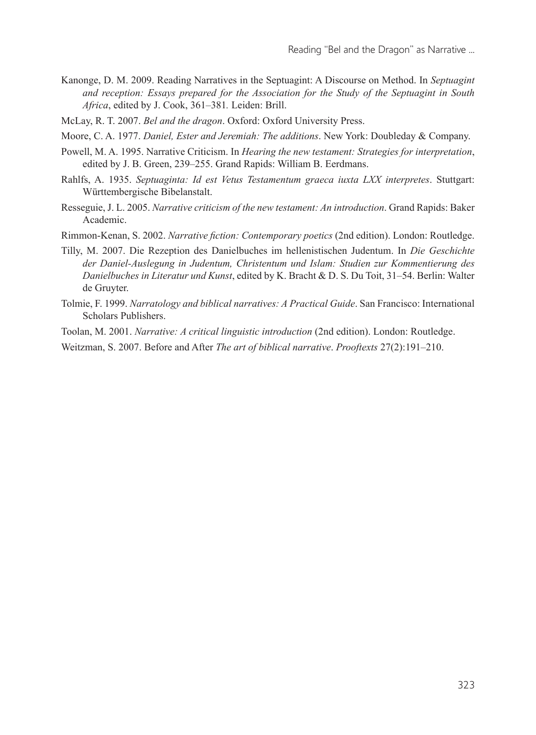Kanonge, D. M. 2009. Reading Narratives in the Septuagint: A Discourse on Method. In *Septuagint and reception: Essays prepared for the Association for the Study of the Septuagint in South Africa*, edited by J. Cook, 361–381. Leiden: Brill.

McLay, R. T. 2007. *Bel and the dragon*. Oxford: Oxford University Press.

Moore, C. A. 1977. *Daniel, Ester and Jeremiah: The additions*. New York: Doubleday & Company.

Powell, M. A. 1995. Narrative Criticism. In *Hearing the new testament: Strategies for interpretation*, edited by J. B. Green, 239–255. Grand Rapids: William B. Eerdmans.

Rahlfs, A. 1935. *Septuaginta: Id est Vetus Testamentum graeca iuxta LXX interpretes*. Stuttgart: Württembergische Bibelanstalt.

Resseguie, J. L. 2005. *Narrative criticism of the new testament: An introduction*. Grand Rapids: Baker Academic.

Rimmon-Kenan, S. 2002. *Narrative fiction: Contemporary poetics* (2nd edition). London: Routledge.

Tilly, M. 2007. Die Rezeption des Danielbuches im hellenistischen Judentum. In *Die Geschichte der Daniel-Auslegung in Judentum, Christentum und Islam: Studien zur Kommentierung des Danielbuches in Literatur und Kunst*, edited by K. Bracht & D. S. Du Toit, 31–54. Berlin: Walter de Gruyter.

Tolmie, F. 1999. *Narratology and biblical narratives: A Practical Guide*. San Francisco: International Scholars Publishers.

Toolan, M. 2001. *Narrative: A critical linguistic introduction* (2nd edition). London: Routledge.

Weitzman, S. 2007. Before and After *The art of biblical narrative*. *Prooftexts* 27(2):191–210.